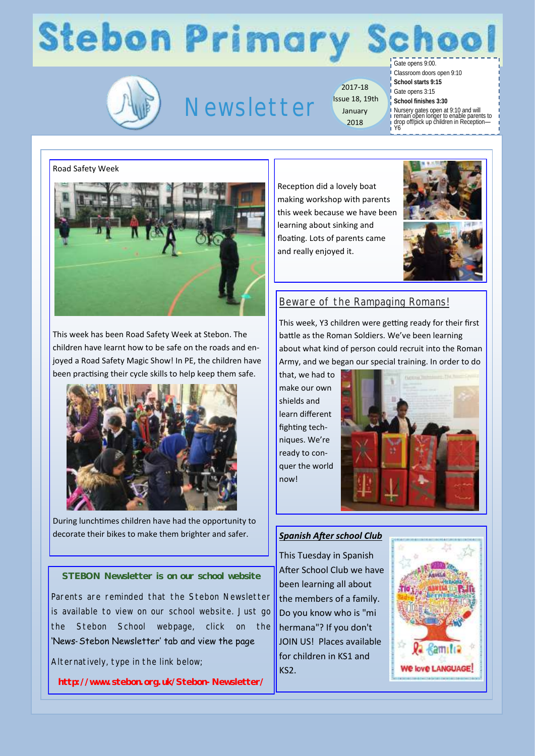# Stebon Primary School

## Newsletter

2017-18 Issue 18, 19th January 2018

Gate opens 9:00.
Classroom doors open 9:10
**School starts 9:15**
Gate opens 3:15
**School finishes 3:30**
Nursery gates open at 9:10 and will remain open longer to enable parents to drop off/pick up children in Reception—Y6

### Road Safety Week

This week has been Road Safety Week at Stebon. The children have learnt how to be safe on the roads and enjoyed a Road Safety Magic Show! In PE, the children have been practising their cycle skills to help keep them safe.

During lunchtimes children have had the opportunity to decorate their bikes to make them brighter and safer.

Reception did a lovely boat making workshop with parents this week because we have been learning about sinking and floating. Lots of parents came and really enjoyed it.

### Beware of the Rampaging Romans!

This week, Y3 children were getting ready for their first battle as the Roman Soldiers. We've been learning about what kind of person could recruit into the Roman Army, and we began our special training. In order to do that, we had to make our own shields and learn different fighting techniques. We're ready to conquer the world now!

### STEBON Newsletter is on our school website

Parents are reminded that the Stebon Newsletter is available to view on our school website. Just go the Stebon School webpage, click on the 'News-Stebon Newsletter' tab and view the page

Alternatively, type in the link below;

**http://www.stebon.org.uk/Stebon-Newsletter/**

### *Spanish After school Club*

This Tuesday in Spanish After School Club we have been learning all about the members of a family. Do you know who is "mi hermana"? If you don't JOIN US! Places available for children in KS1 and KS2.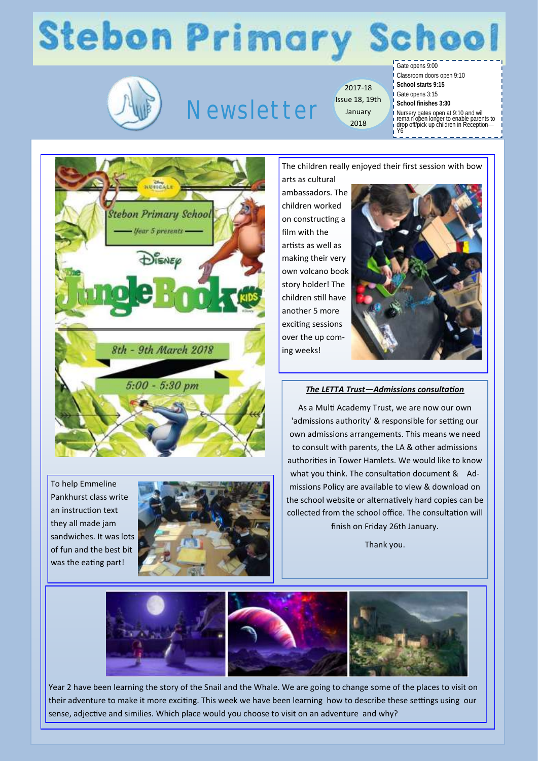# Stebon Primary School

## Newsletter

2017-18
Issue 18, 19th January 2018

Gate opens 9:00
Classroom doors open 9:10
**School starts 9:15**
Gate opens 3:15
**School finishes 3:30**
Nursery gates open at 9:10 and will remain open longer to enable parents to drop off/pick up children in Reception—Y6

Stebon Primary School
Year 5 presents
Disney The Jungle Book KIDS
8th - 9th March 2018
5:00 - 5:30 pm

The children really enjoyed their first session with bow arts as cultural ambassadors. The children worked on constructing a film with the artists as well as making their very own volcano book story holder! The children still have another 5 more exciting sessions over the up coming weeks!

To help Emmeline Pankhurst class write an instruction text they all made jam sandwiches. It was lots of fun and the best bit was the eating part!

### *The LETTA Trust—Admissions consultation*

As a Multi Academy Trust, we are now our own 'admissions authority' & responsible for setting our own admissions arrangements. This means we need to consult with parents, the LA & other admissions authorities in Tower Hamlets. We would like to know what you think. The consultation document & Admissions Policy are available to view & download on the school website or alternatively hard copies can be collected from the school office. The consultation will finish on Friday 26th January.

Thank you.

Year 2 have been learning the story of the Snail and the Whale. We are going to change some of the places to visit on their adventure to make it more exciting. This week we have been learning how to describe these settings using our sense, adjective and similies. Which place would you choose to visit on an adventure and why?